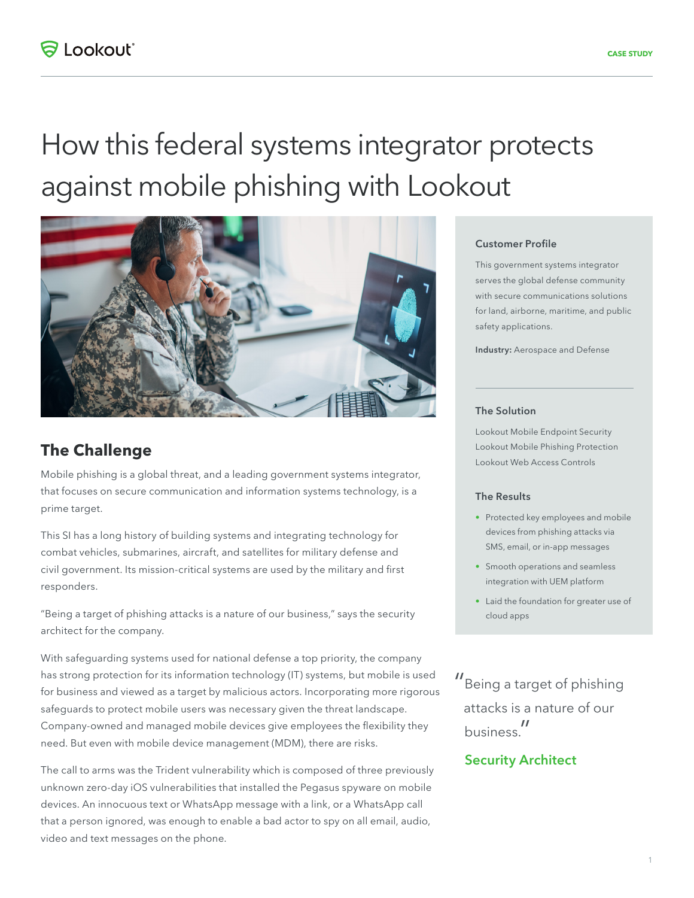# How this federal systems integrator protects against mobile phishing with Lookout

## The Challenge

Mobile phishing is a global threat, and a leading government systems integrator, that focuses on secure communication and information systems technology, is a prime target.

This SI has a long history of building systems and integrating technology for combat vehicles, submarines, aircraft, and satellites for military defense and civil government. Its mission-critical systems are used by the military and first responders.

"Being a target of phishing attacks is a nature of our business," says the security architect for the company.

With safeguarding systems used for national defense a top priority, the company has strong protection for its information technology (IT) systems, but mobile is used for business and viewed as a target by malicious actors. Incorporating more rigorous safeguards to protect mobile users was necessary given the threat landscape. Company-owned and managed mobile devices give employees the flexibility they need. But even with mobile device management (MDM), there are risks.

The call to arms was the Trident vulnerability which is composed of three previously unknown zero-day iOS vulnerabilities that installed the Pegasus spyware on mobile devices. An innocuous text or WhatsApp message with a link, or a WhatsApp call that a person ignored, was enough to enable a bad actor to spy on all email, audio, video and text messages on the phone.

### Customer Profile

This government systems integrator serves the global defense community with secure communications solutions for land, airborne, maritime, and public safety applications.

**Industry:** Aerospace and Defense

### The Solution

Lookout Mobile Endpoint Security
Lookout Mobile Phishing Protection
Lookout Web Access Controls

### The Results

- Protected key employees and mobile devices from phishing attacks via SMS, email, or in-app messages
- Smooth operations and seamless integration with UEM platform
- Laid the foundation for greater use of cloud apps

> "Being a target of phishing attacks is a nature of our business."
>
> **Security Architect**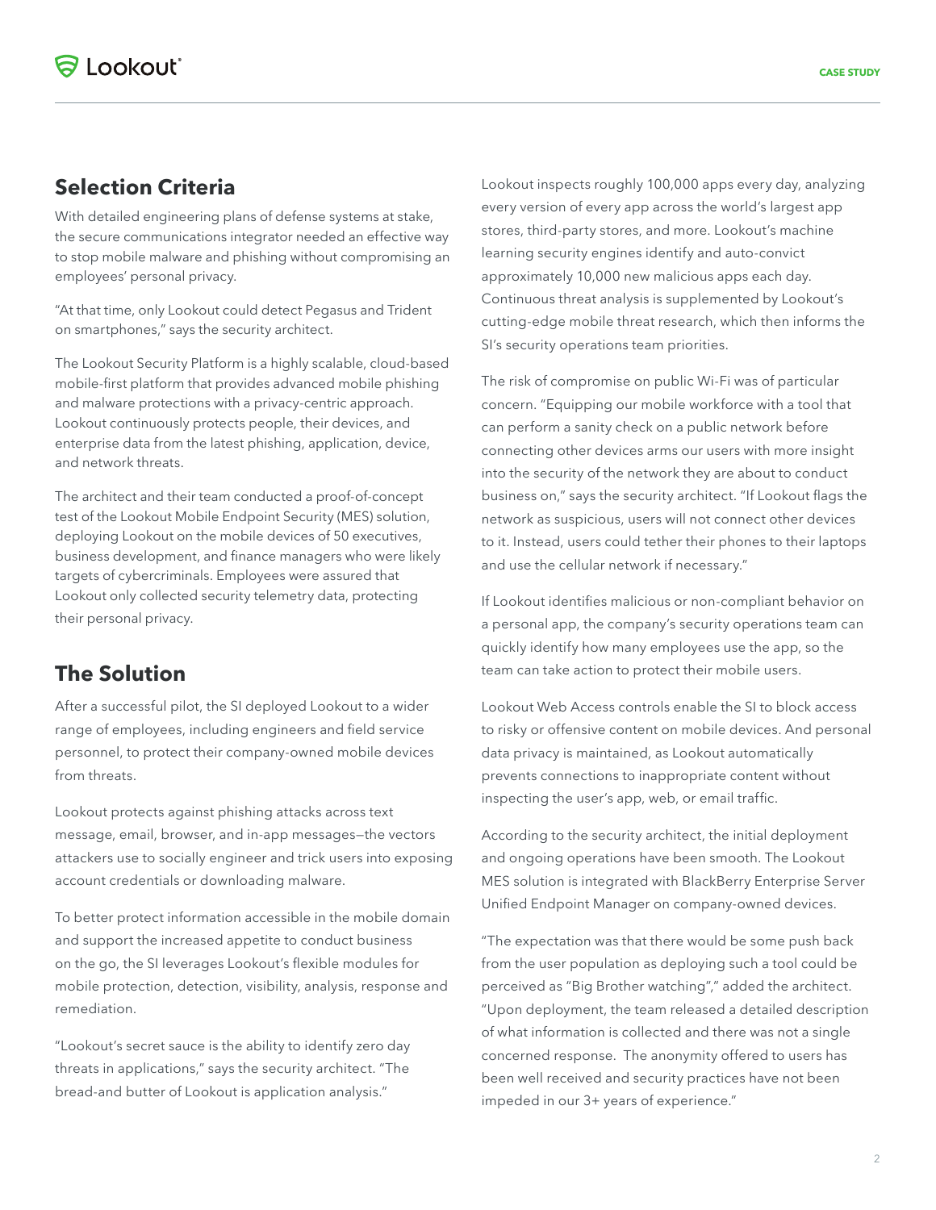## Selection Criteria

With detailed engineering plans of defense systems at stake, the secure communications integrator needed an effective way to stop mobile malware and phishing without compromising an employees' personal privacy.

"At that time, only Lookout could detect Pegasus and Trident on smartphones," says the security architect.

The Lookout Security Platform is a highly scalable, cloud-based mobile-first platform that provides advanced mobile phishing and malware protections with a privacy-centric approach. Lookout continuously protects people, their devices, and enterprise data from the latest phishing, application, device, and network threats.

The architect and their team conducted a proof-of-concept test of the Lookout Mobile Endpoint Security (MES) solution, deploying Lookout on the mobile devices of 50 executives, business development, and finance managers who were likely targets of cybercriminals. Employees were assured that Lookout only collected security telemetry data, protecting their personal privacy.

## The Solution

After a successful pilot, the SI deployed Lookout to a wider range of employees, including engineers and field service personnel, to protect their company-owned mobile devices from threats.

Lookout protects against phishing attacks across text message, email, browser, and in-app messages—the vectors attackers use to socially engineer and trick users into exposing account credentials or downloading malware.

To better protect information accessible in the mobile domain and support the increased appetite to conduct business on the go, the SI leverages Lookout's flexible modules for mobile protection, detection, visibility, analysis, response and remediation.

"Lookout's secret sauce is the ability to identify zero day threats in applications," says the security architect. "The bread-and butter of Lookout is application analysis."

Lookout inspects roughly 100,000 apps every day, analyzing every version of every app across the world's largest app stores, third-party stores, and more. Lookout's machine learning security engines identify and auto-convict approximately 10,000 new malicious apps each day. Continuous threat analysis is supplemented by Lookout's cutting-edge mobile threat research, which then informs the SI's security operations team priorities.

The risk of compromise on public Wi-Fi was of particular concern. "Equipping our mobile workforce with a tool that can perform a sanity check on a public network before connecting other devices arms our users with more insight into the security of the network they are about to conduct business on," says the security architect. "If Lookout flags the network as suspicious, users will not connect other devices to it. Instead, users could tether their phones to their laptops and use the cellular network if necessary."

If Lookout identifies malicious or non-compliant behavior on a personal app, the company's security operations team can quickly identify how many employees use the app, so the team can take action to protect their mobile users.

Lookout Web Access controls enable the SI to block access to risky or offensive content on mobile devices. And personal data privacy is maintained, as Lookout automatically prevents connections to inappropriate content without inspecting the user's app, web, or email traffic.

According to the security architect, the initial deployment and ongoing operations have been smooth. The Lookout MES solution is integrated with BlackBerry Enterprise Server Unified Endpoint Manager on company-owned devices.

"The expectation was that there would be some push back from the user population as deploying such a tool could be perceived as "Big Brother watching"," added the architect. "Upon deployment, the team released a detailed description of what information is collected and there was not a single concerned response. The anonymity offered to users has been well received and security practices have not been impeded in our 3+ years of experience."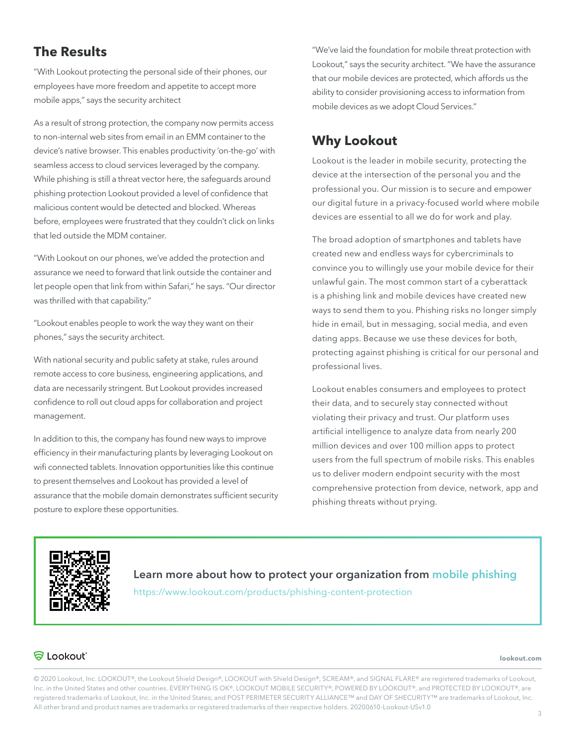## The Results

"With Lookout protecting the personal side of their phones, our employees have more freedom and appetite to accept more mobile apps," says the security architect

As a result of strong protection, the company now permits access to non-internal web sites from email in an EMM container to the device's native browser. This enables productivity 'on-the-go' with seamless access to cloud services leveraged by the company. While phishing is still a threat vector here, the safeguards around phishing protection Lookout provided a level of confidence that malicious content would be detected and blocked. Whereas before, employees were frustrated that they couldn't click on links that led outside the MDM container.

"With Lookout on our phones, we've added the protection and assurance we need to forward that link outside the container and let people open that link from within Safari," he says. "Our director was thrilled with that capability."

"Lookout enables people to work the way they want on their phones," says the security architect.

With national security and public safety at stake, rules around remote access to core business, engineering applications, and data are necessarily stringent. But Lookout provides increased confidence to roll out cloud apps for collaboration and project management.

In addition to this, the company has found new ways to improve efficiency in their manufacturing plants by leveraging Lookout on wifi connected tablets. Innovation opportunities like this continue to present themselves and Lookout has provided a level of assurance that the mobile domain demonstrates sufficient security posture to explore these opportunities.

"We've laid the foundation for mobile threat protection with Lookout," says the security architect. "We have the assurance that our mobile devices are protected, which affords us the ability to consider provisioning access to information from mobile devices as we adopt Cloud Services."

## Why Lookout

Lookout is the leader in mobile security, protecting the device at the intersection of the personal you and the professional you. Our mission is to secure and empower our digital future in a privacy-focused world where mobile devices are essential to all we do for work and play.

The broad adoption of smartphones and tablets have created new and endless ways for cybercriminals to convince you to willingly use your mobile device for their unlawful gain. The most common start of a cyberattack is a phishing link and mobile devices have created new ways to send them to you. Phishing risks no longer simply hide in email, but in messaging, social media, and even dating apps. Because we use these devices for both, protecting against phishing is critical for our personal and professional lives.

Lookout enables consumers and employees to protect their data, and to securely stay connected without violating their privacy and trust. Our platform uses artificial intelligence to analyze data from nearly 200 million devices and over 100 million apps to protect users from the full spectrum of mobile risks. This enables us to deliver modern endpoint security with the most comprehensive protection from device, network, app and phishing threats without prying.

**Learn more about how to protect your organization from mobile phishing**

https://www.lookout.com/products/phishing-content-protection

Lookout

lookout.com

© 2020 Lookout, Inc. LOOKOUT®, the Lookout Shield Design®, LOOKOUT with Shield Design®, SCREAM®, and SIGNAL FLARE® are registered trademarks of Lookout, Inc. in the United States and other countries. EVERYTHING IS OK®, LOOKOUT MOBILE SECURITY®, POWERED BY LOOKOUT®, and PROTECTED BY LOOKOUT®, are registered trademarks of Lookout, Inc. in the United States; and POST PERIMETER SECURITY ALLIANCE™ and DAY OF SHECURITY™ are trademarks of Lookout, Inc. All other brand and product names are trademarks or registered trademarks of their respective holders. 20200610-Lookout-USv1.0